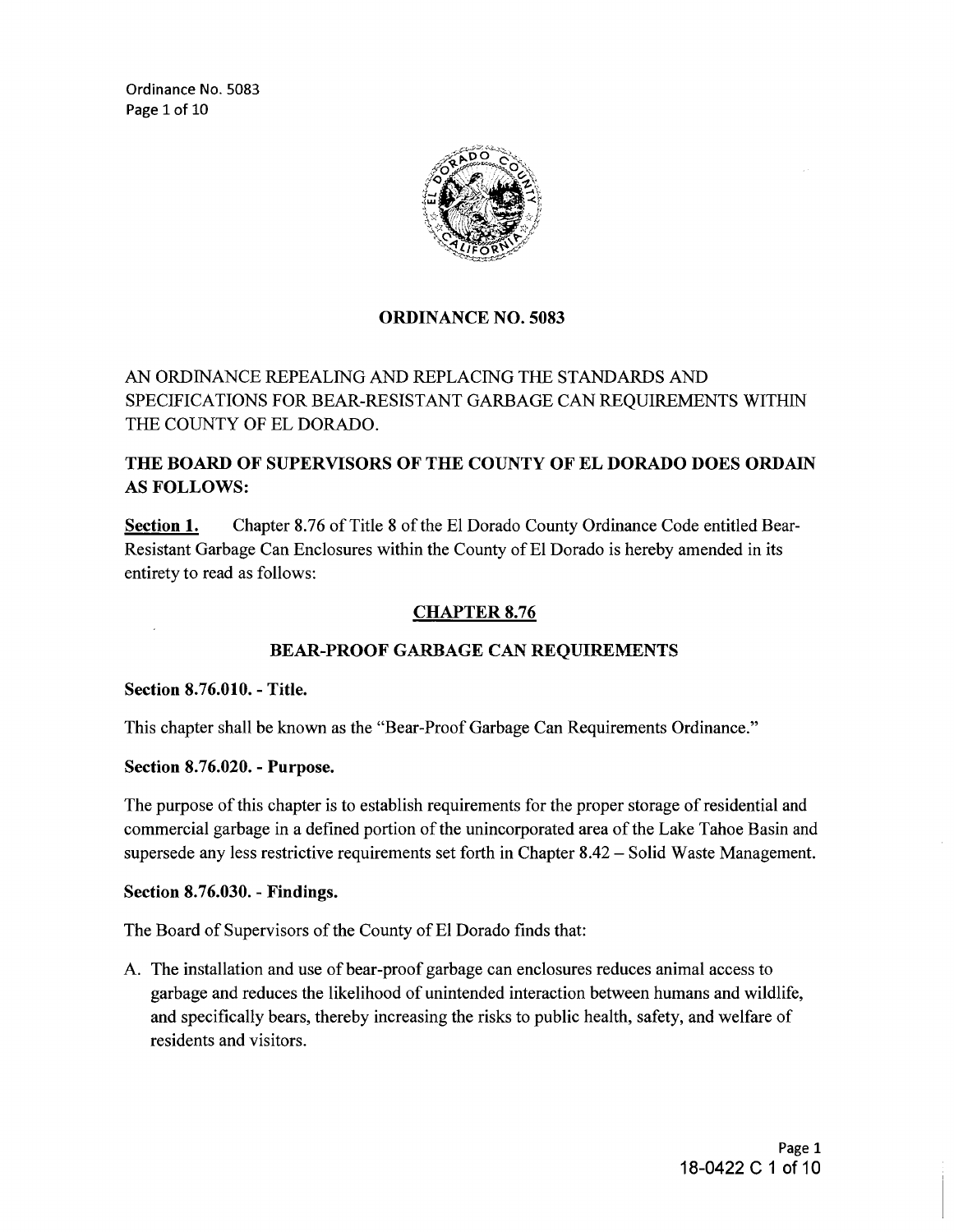# ORDINANCE NO. 5083

AN ORDINANCE REPEALING AND REPLACING THE STANDARDS AND SPECIFICATIONS FOR BEAR-RESISTANT GARBAGE CAN REQUIREMENTS WITHIN THE COUNTY OF EL DORADO.

**THE BOARD OF SUPERVISORS OF THE COUNTY OF EL DORADO DOES ORDAIN AS FOLLOWS:**

**Section 1.** Chapter 8.76 of Title 8 of the El Dorado County Ordinance Code entitled Bear-Resistant Garbage Can Enclosures within the County of El Dorado is hereby amended in its entirety to read as follows:

## CHAPTER 8.76

## BEAR-PROOF GARBAGE CAN REQUIREMENTS

### Section 8.76.010. - Title.

This chapter shall be known as the "Bear-Proof Garbage Can Requirements Ordinance."

### Section 8.76.020. - Purpose.

The purpose of this chapter is to establish requirements for the proper storage of residential and commercial garbage in a defined portion of the unincorporated area of the Lake Tahoe Basin and supersede any less restrictive requirements set forth in Chapter 8.42 – Solid Waste Management.

### Section 8.76.030. - Findings.

The Board of Supervisors of the County of El Dorado finds that:

A. The installation and use of bear-proof garbage can enclosures reduces animal access to garbage and reduces the likelihood of unintended interaction between humans and wildlife, and specifically bears, thereby increasing the risks to public health, safety, and welfare of residents and visitors.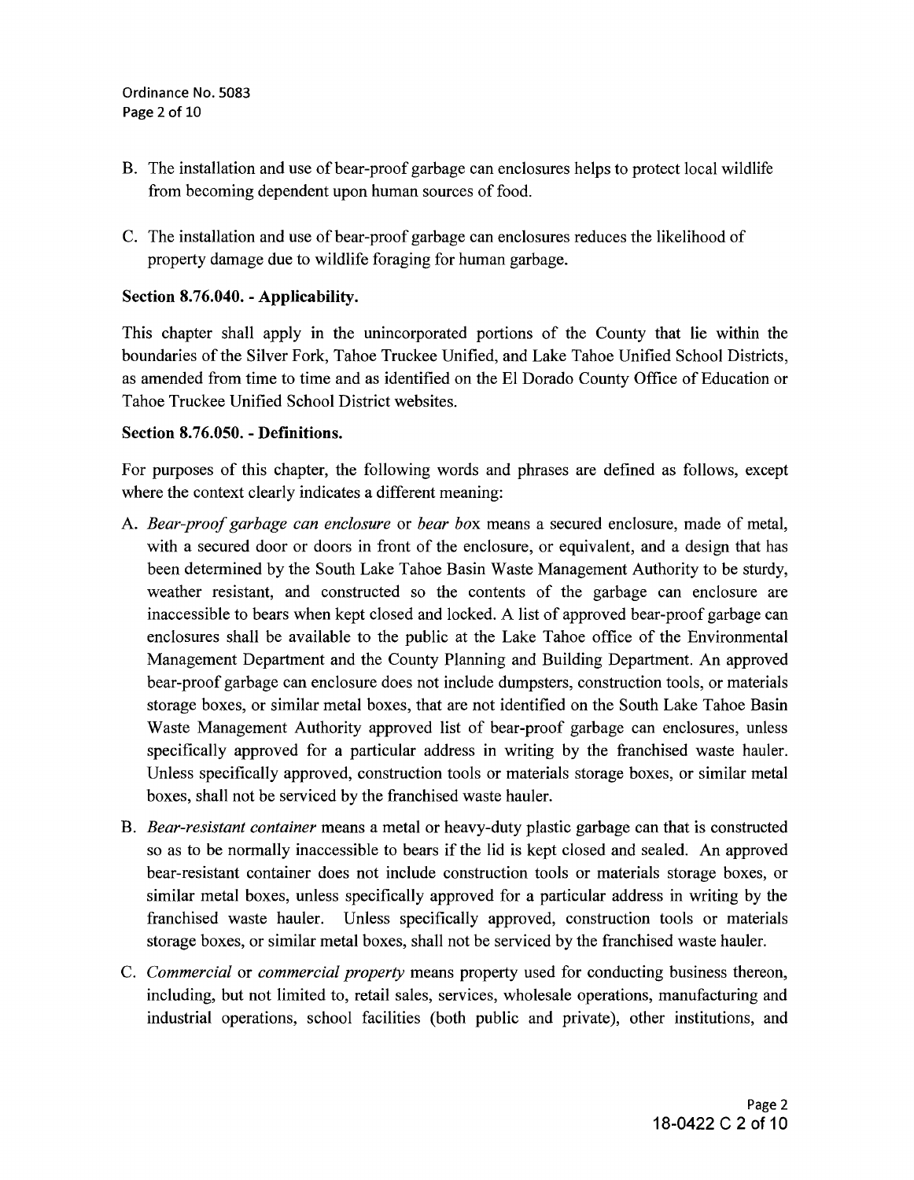B. The installation and use of bear-proof garbage can enclosures helps to protect local wildlife from becoming dependent upon human sources of food.

C. The installation and use of bear-proof garbage can enclosures reduces the likelihood of property damage due to wildlife foraging for human garbage.

**Section 8.76.040. - Applicability.**

This chapter shall apply in the unincorporated portions of the County that lie within the boundaries of the Silver Fork, Tahoe Truckee Unified, and Lake Tahoe Unified School Districts, as amended from time to time and as identified on the El Dorado County Office of Education or Tahoe Truckee Unified School District websites.

**Section 8.76.050. - Definitions.**

For purposes of this chapter, the following words and phrases are defined as follows, except where the context clearly indicates a different meaning:

A. *Bear-proof garbage can enclosure* or *bear box* means a secured enclosure, made of metal, with a secured door or doors in front of the enclosure, or equivalent, and a design that has been determined by the South Lake Tahoe Basin Waste Management Authority to be sturdy, weather resistant, and constructed so the contents of the garbage can enclosure are inaccessible to bears when kept closed and locked. A list of approved bear-proof garbage can enclosures shall be available to the public at the Lake Tahoe office of the Environmental Management Department and the County Planning and Building Department. An approved bear-proof garbage can enclosure does not include dumpsters, construction tools, or materials storage boxes, or similar metal boxes, that are not identified on the South Lake Tahoe Basin Waste Management Authority approved list of bear-proof garbage can enclosures, unless specifically approved for a particular address in writing by the franchised waste hauler. Unless specifically approved, construction tools or materials storage boxes, or similar metal boxes, shall not be serviced by the franchised waste hauler.

B. *Bear-resistant container* means a metal or heavy-duty plastic garbage can that is constructed so as to be normally inaccessible to bears if the lid is kept closed and sealed. An approved bear-resistant container does not include construction tools or materials storage boxes, or similar metal boxes, unless specifically approved for a particular address in writing by the franchised waste hauler. Unless specifically approved, construction tools or materials storage boxes, or similar metal boxes, shall not be serviced by the franchised waste hauler.

C. *Commercial* or *commercial property* means property used for conducting business thereon, including, but not limited to, retail sales, services, wholesale operations, manufacturing and industrial operations, school facilities (both public and private), other institutions, and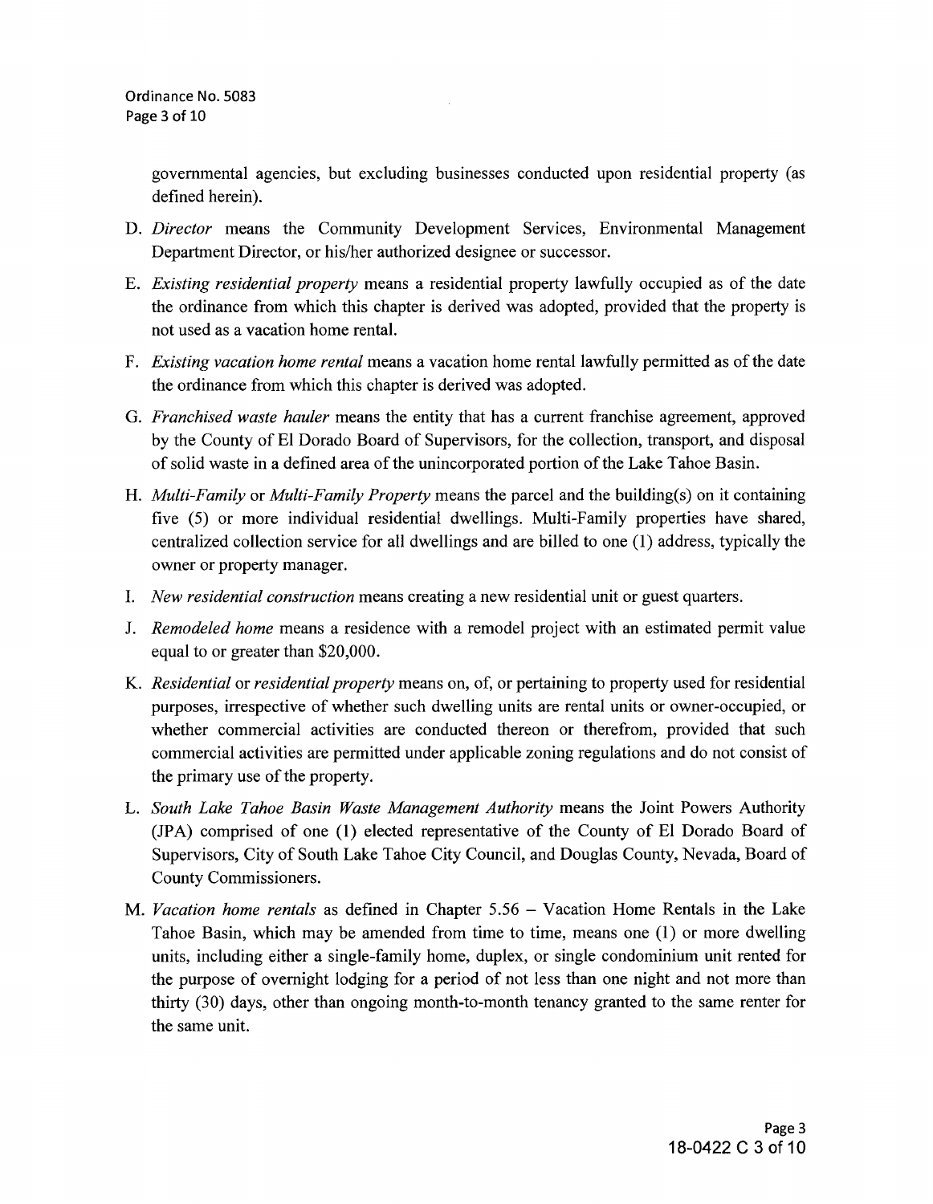governmental agencies, but excluding businesses conducted upon residential property (as defined herein).

D. *Director* means the Community Development Services, Environmental Management Department Director, or his/her authorized designee or successor.

E. *Existing residential property* means a residential property lawfully occupied as of the date the ordinance from which this chapter is derived was adopted, provided that the property is not used as a vacation home rental.

F. *Existing vacation home rental* means a vacation home rental lawfully permitted as of the date the ordinance from which this chapter is derived was adopted.

G. *Franchised waste hauler* means the entity that has a current franchise agreement, approved by the County of El Dorado Board of Supervisors, for the collection, transport, and disposal of solid waste in a defined area of the unincorporated portion of the Lake Tahoe Basin.

H. *Multi-Family* or *Multi-Family Property* means the parcel and the building(s) on it containing five (5) or more individual residential dwellings. Multi-Family properties have shared, centralized collection service for all dwellings and are billed to one (1) address, typically the owner or property manager.

I. *New residential construction* means creating a new residential unit or guest quarters.

J. *Remodeled home* means a residence with a remodel project with an estimated permit value equal to or greater than $20,000.

K. *Residential* or *residential property* means on, of, or pertaining to property used for residential purposes, irrespective of whether such dwelling units are rental units or owner-occupied, or whether commercial activities are conducted thereon or therefrom, provided that such commercial activities are permitted under applicable zoning regulations and do not consist of the primary use of the property.

L. *South Lake Tahoe Basin Waste Management Authority* means the Joint Powers Authority (JPA) comprised of one (1) elected representative of the County of El Dorado Board of Supervisors, City of South Lake Tahoe City Council, and Douglas County, Nevada, Board of County Commissioners.

M. *Vacation home rentals* as defined in Chapter 5.56 – Vacation Home Rentals in the Lake Tahoe Basin, which may be amended from time to time, means one (1) or more dwelling units, including either a single-family home, duplex, or single condominium unit rented for the purpose of overnight lodging for a period of not less than one night and not more than thirty (30) days, other than ongoing month-to-month tenancy granted to the same renter for the same unit.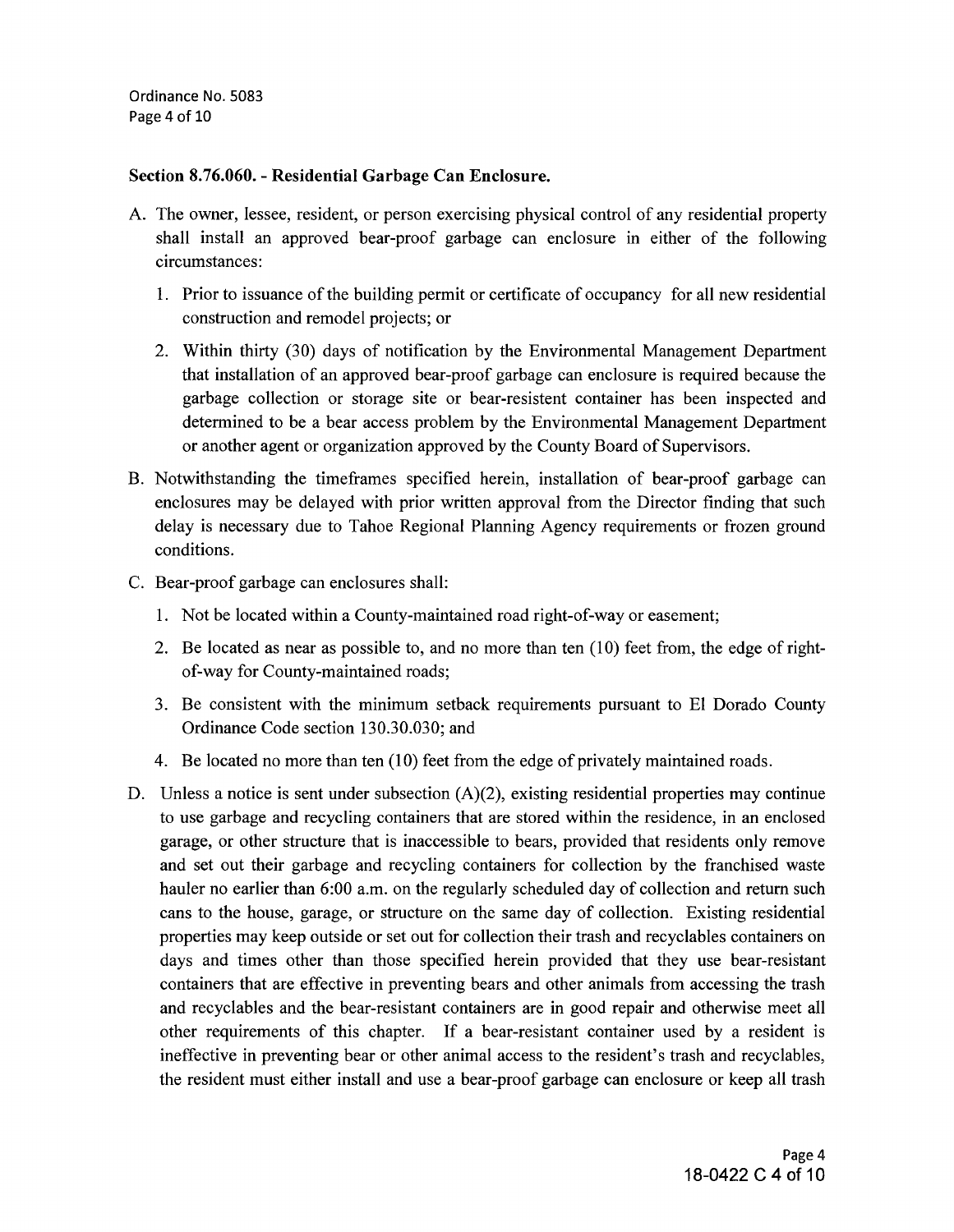**Section 8.76.060. - Residential Garbage Can Enclosure.**

A. The owner, lessee, resident, or person exercising physical control of any residential property shall install an approved bear-proof garbage can enclosure in either of the following circumstances:

   1. Prior to issuance of the building permit or certificate of occupancy for all new residential construction and remodel projects; or

   2. Within thirty (30) days of notification by the Environmental Management Department that installation of an approved bear-proof garbage can enclosure is required because the garbage collection or storage site or bear-resistent container has been inspected and determined to be a bear access problem by the Environmental Management Department or another agent or organization approved by the County Board of Supervisors.

B. Notwithstanding the timeframes specified herein, installation of bear-proof garbage can enclosures may be delayed with prior written approval from the Director finding that such delay is necessary due to Tahoe Regional Planning Agency requirements or frozen ground conditions.

C. Bear-proof garbage can enclosures shall:

   1. Not be located within a County-maintained road right-of-way or easement;

   2. Be located as near as possible to, and no more than ten (10) feet from, the edge of right-of-way for County-maintained roads;

   3. Be consistent with the minimum setback requirements pursuant to El Dorado County Ordinance Code section 130.30.030; and

   4. Be located no more than ten (10) feet from the edge of privately maintained roads.

D. Unless a notice is sent under subsection (A)(2), existing residential properties may continue to use garbage and recycling containers that are stored within the residence, in an enclosed garage, or other structure that is inaccessible to bears, provided that residents only remove and set out their garbage and recycling containers for collection by the franchised waste hauler no earlier than 6:00 a.m. on the regularly scheduled day of collection and return such cans to the house, garage, or structure on the same day of collection. Existing residential properties may keep outside or set out for collection their trash and recyclables containers on days and times other than those specified herein provided that they use bear-resistant containers that are effective in preventing bears and other animals from accessing the trash and recyclables and the bear-resistant containers are in good repair and otherwise meet all other requirements of this chapter. If a bear-resistant container used by a resident is ineffective in preventing bear or other animal access to the resident's trash and recyclables, the resident must either install and use a bear-proof garbage can enclosure or keep all trash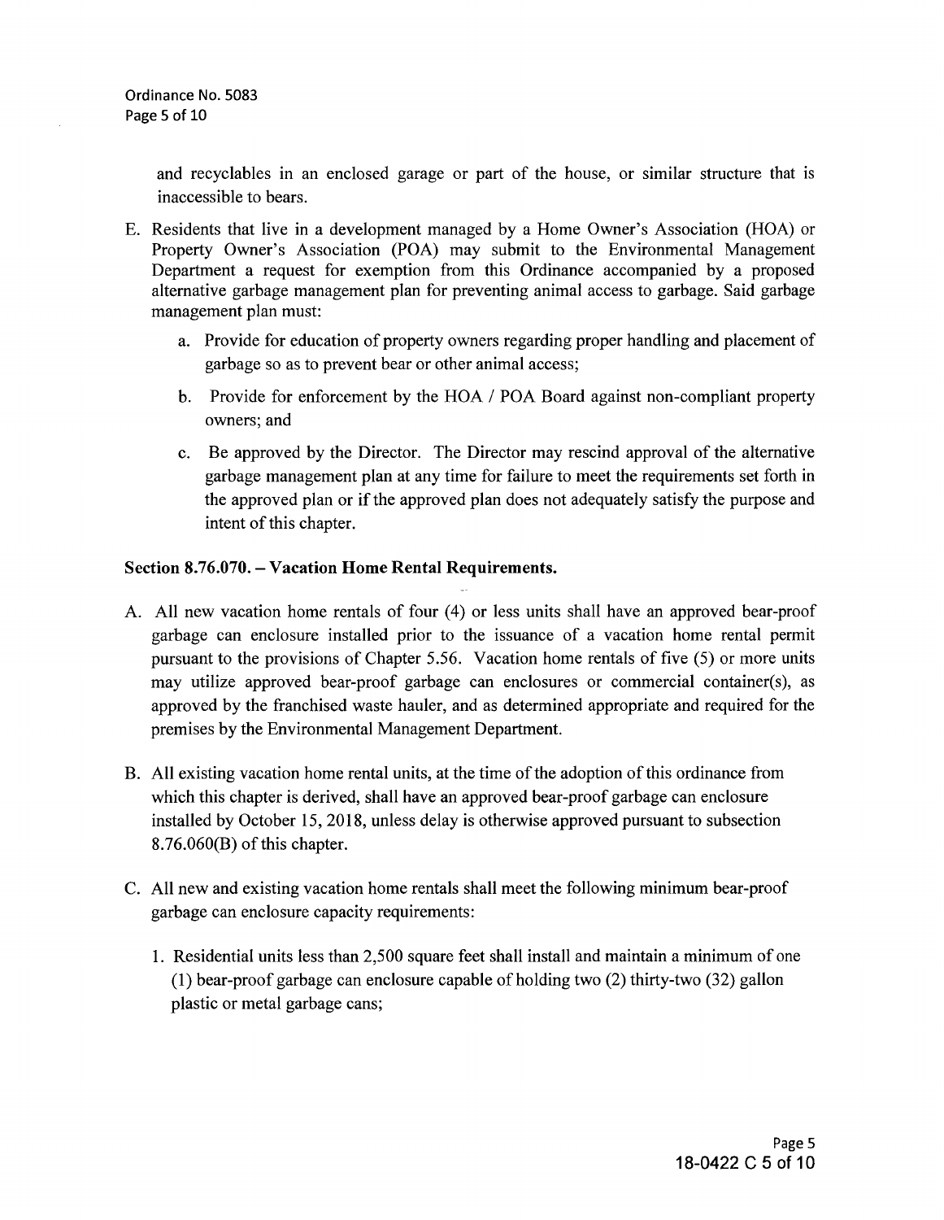and recyclables in an enclosed garage or part of the house, or similar structure that is inaccessible to bears.

E. Residents that live in a development managed by a Home Owner's Association (HOA) or Property Owner's Association (POA) may submit to the Environmental Management Department a request for exemption from this Ordinance accompanied by a proposed alternative garbage management plan for preventing animal access to garbage. Said garbage management plan must:

   a. Provide for education of property owners regarding proper handling and placement of garbage so as to prevent bear or other animal access;

   b. Provide for enforcement by the HOA / POA Board against non-compliant property owners; and

   c. Be approved by the Director. The Director may rescind approval of the alternative garbage management plan at any time for failure to meet the requirements set forth in the approved plan or if the approved plan does not adequately satisfy the purpose and intent of this chapter.

**Section 8.76.070. – Vacation Home Rental Requirements.**

A. All new vacation home rentals of four (4) or less units shall have an approved bear-proof garbage can enclosure installed prior to the issuance of a vacation home rental permit pursuant to the provisions of Chapter 5.56. Vacation home rentals of five (5) or more units may utilize approved bear-proof garbage can enclosures or commercial container(s), as approved by the franchised waste hauler, and as determined appropriate and required for the premises by the Environmental Management Department.

B. All existing vacation home rental units, at the time of the adoption of this ordinance from which this chapter is derived, shall have an approved bear-proof garbage can enclosure installed by October 15, 2018, unless delay is otherwise approved pursuant to subsection 8.76.060(B) of this chapter.

C. All new and existing vacation home rentals shall meet the following minimum bear-proof garbage can enclosure capacity requirements:

   1. Residential units less than 2,500 square feet shall install and maintain a minimum of one (1) bear-proof garbage can enclosure capable of holding two (2) thirty-two (32) gallon plastic or metal garbage cans;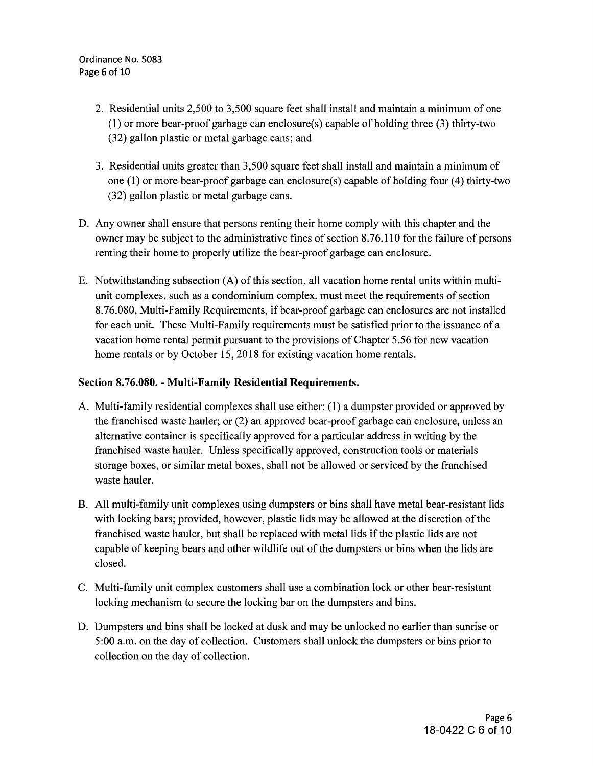2. Residential units 2,500 to 3,500 square feet shall install and maintain a minimum of one (1) or more bear-proof garbage can enclosure(s) capable of holding three (3) thirty-two (32) gallon plastic or metal garbage cans; and

3. Residential units greater than 3,500 square feet shall install and maintain a minimum of one (1) or more bear-proof garbage can enclosure(s) capable of holding four (4) thirty-two (32) gallon plastic or metal garbage cans.

D. Any owner shall ensure that persons renting their home comply with this chapter and the owner may be subject to the administrative fines of section 8.76.110 for the failure of persons renting their home to properly utilize the bear-proof garbage can enclosure.

E. Notwithstanding subsection (A) of this section, all vacation home rental units within multi-unit complexes, such as a condominium complex, must meet the requirements of section 8.76.080, Multi-Family Requirements, if bear-proof garbage can enclosures are not installed for each unit. These Multi-Family requirements must be satisfied prior to the issuance of a vacation home rental permit pursuant to the provisions of Chapter 5.56 for new vacation home rentals or by October 15, 2018 for existing vacation home rentals.

**Section 8.76.080. - Multi-Family Residential Requirements.**

A. Multi-family residential complexes shall use either: (1) a dumpster provided or approved by the franchised waste hauler; or (2) an approved bear-proof garbage can enclosure, unless an alternative container is specifically approved for a particular address in writing by the franchised waste hauler. Unless specifically approved, construction tools or materials storage boxes, or similar metal boxes, shall not be allowed or serviced by the franchised waste hauler.

B. All multi-family unit complexes using dumpsters or bins shall have metal bear-resistant lids with locking bars; provided, however, plastic lids may be allowed at the discretion of the franchised waste hauler, but shall be replaced with metal lids if the plastic lids are not capable of keeping bears and other wildlife out of the dumpsters or bins when the lids are closed.

C. Multi-family unit complex customers shall use a combination lock or other bear-resistant locking mechanism to secure the locking bar on the dumpsters and bins.

D. Dumpsters and bins shall be locked at dusk and may be unlocked no earlier than sunrise or 5:00 a.m. on the day of collection. Customers shall unlock the dumpsters or bins prior to collection on the day of collection.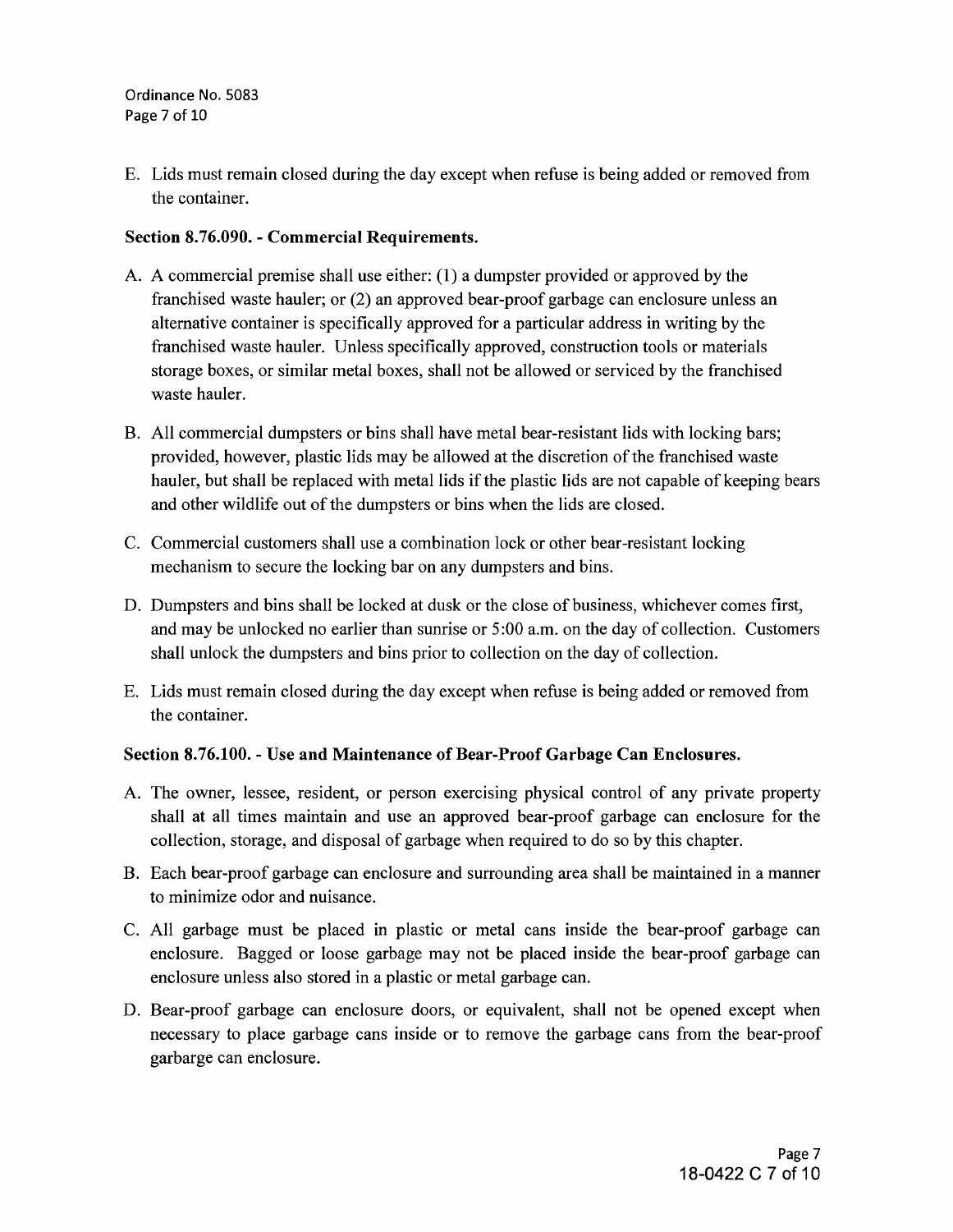E. Lids must remain closed during the day except when refuse is being added or removed from the container.

**Section 8.76.090. - Commercial Requirements.**

A. A commercial premise shall use either: (1) a dumpster provided or approved by the franchised waste hauler; or (2) an approved bear-proof garbage can enclosure unless an alternative container is specifically approved for a particular address in writing by the franchised waste hauler. Unless specifically approved, construction tools or materials storage boxes, or similar metal boxes, shall not be allowed or serviced by the franchised waste hauler.

B. All commercial dumpsters or bins shall have metal bear-resistant lids with locking bars; provided, however, plastic lids may be allowed at the discretion of the franchised waste hauler, but shall be replaced with metal lids if the plastic lids are not capable of keeping bears and other wildlife out of the dumpsters or bins when the lids are closed.

C. Commercial customers shall use a combination lock or other bear-resistant locking mechanism to secure the locking bar on any dumpsters and bins.

D. Dumpsters and bins shall be locked at dusk or the close of business, whichever comes first, and may be unlocked no earlier than sunrise or 5:00 a.m. on the day of collection. Customers shall unlock the dumpsters and bins prior to collection on the day of collection.

E. Lids must remain closed during the day except when refuse is being added or removed from the container.

**Section 8.76.100. - Use and Maintenance of Bear-Proof Garbage Can Enclosures.**

A. The owner, lessee, resident, or person exercising physical control of any private property shall at all times maintain and use an approved bear-proof garbage can enclosure for the collection, storage, and disposal of garbage when required to do so by this chapter.

B. Each bear-proof garbage can enclosure and surrounding area shall be maintained in a manner to minimize odor and nuisance.

C. All garbage must be placed in plastic or metal cans inside the bear-proof garbage can enclosure. Bagged or loose garbage may not be placed inside the bear-proof garbage can enclosure unless also stored in a plastic or metal garbage can.

D. Bear-proof garbage can enclosure doors, or equivalent, shall not be opened except when necessary to place garbage cans inside or to remove the garbage cans from the bear-proof garbarge can enclosure.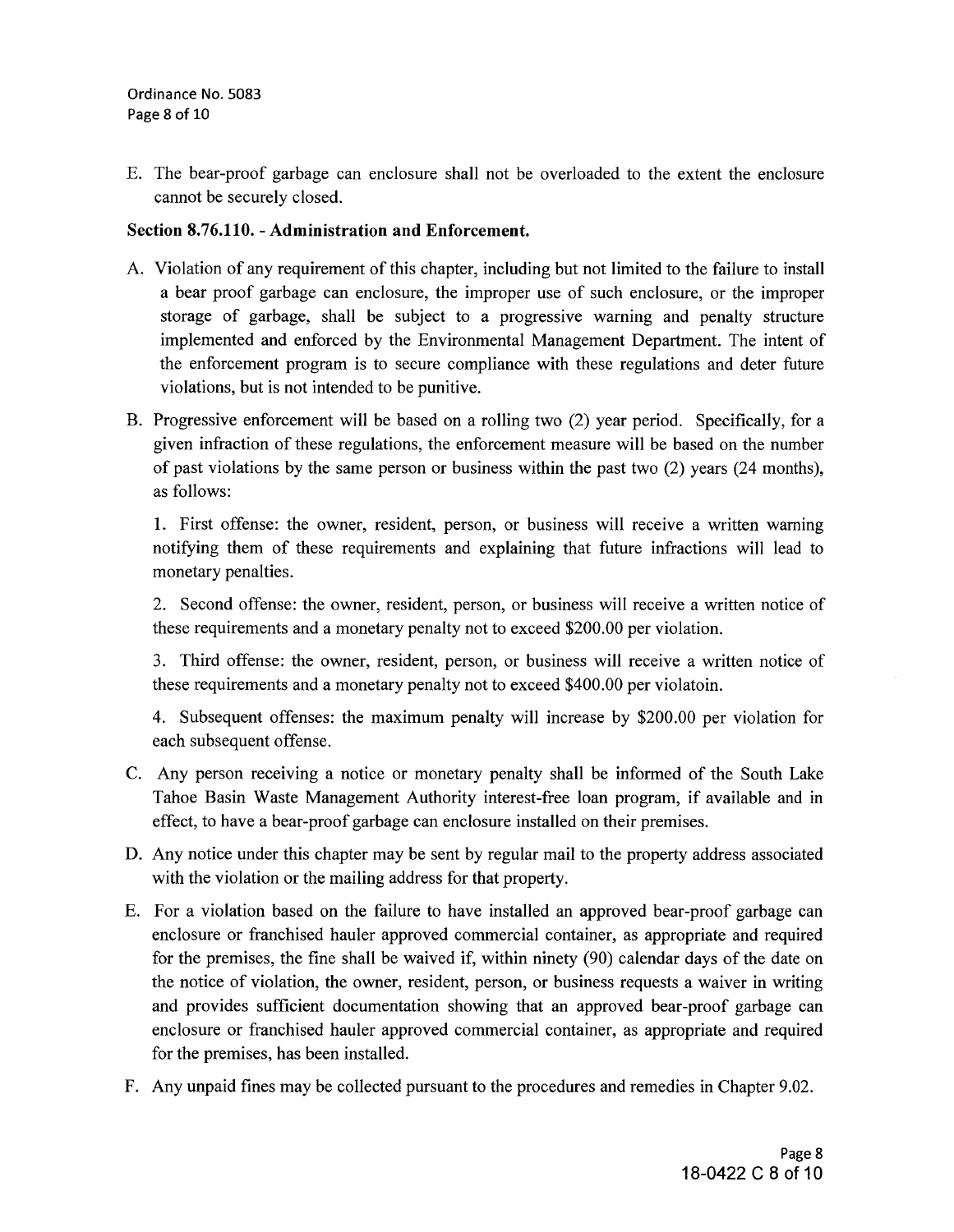E. The bear-proof garbage can enclosure shall not be overloaded to the extent the enclosure cannot be securely closed.

**Section 8.76.110. - Administration and Enforcement.**

A. Violation of any requirement of this chapter, including but not limited to the failure to install a bear proof garbage can enclosure, the improper use of such enclosure, or the improper storage of garbage, shall be subject to a progressive warning and penalty structure implemented and enforced by the Environmental Management Department. The intent of the enforcement program is to secure compliance with these regulations and deter future violations, but is not intended to be punitive.

B. Progressive enforcement will be based on a rolling two (2) year period. Specifically, for a given infraction of these regulations, the enforcement measure will be based on the number of past violations by the same person or business within the past two (2) years (24 months), as follows:

   1. First offense: the owner, resident, person, or business will receive a written warning notifying them of these requirements and explaining that future infractions will lead to monetary penalties.

   2. Second offense: the owner, resident, person, or business will receive a written notice of these requirements and a monetary penalty not to exceed $200.00 per violation.

   3. Third offense: the owner, resident, person, or business will receive a written notice of these requirements and a monetary penalty not to exceed $400.00 per violatoin.

   4. Subsequent offenses: the maximum penalty will increase by $200.00 per violation for each subsequent offense.

C. Any person receiving a notice or monetary penalty shall be informed of the South Lake Tahoe Basin Waste Management Authority interest-free loan program, if available and in effect, to have a bear-proof garbage can enclosure installed on their premises.

D. Any notice under this chapter may be sent by regular mail to the property address associated with the violation or the mailing address for that property.

E. For a violation based on the failure to have installed an approved bear-proof garbage can enclosure or franchised hauler approved commercial container, as appropriate and required for the premises, the fine shall be waived if, within ninety (90) calendar days of the date on the notice of violation, the owner, resident, person, or business requests a waiver in writing and provides sufficient documentation showing that an approved bear-proof garbage can enclosure or franchised hauler approved commercial container, as appropriate and required for the premises, has been installed.

F. Any unpaid fines may be collected pursuant to the procedures and remedies in Chapter 9.02.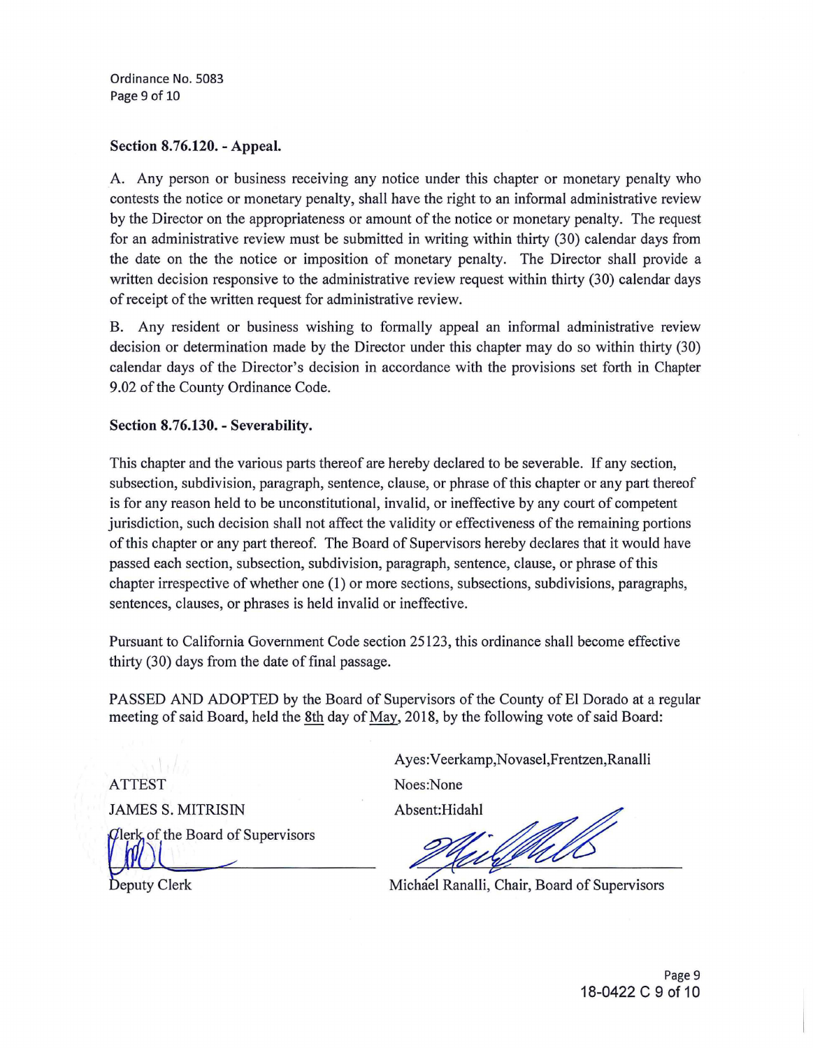### Section 8.76.120. - Appeal.

A. Any person or business receiving any notice under this chapter or monetary penalty who contests the notice or monetary penalty, shall have the right to an informal administrative review by the Director on the appropriateness or amount of the notice or monetary penalty. The request for an administrative review must be submitted in writing within thirty (30) calendar days from the date on the the notice or imposition of monetary penalty. The Director shall provide a written decision responsive to the administrative review request within thirty (30) calendar days of receipt of the written request for administrative review.

B. Any resident or business wishing to formally appeal an informal administrative review decision or determination made by the Director under this chapter may do so within thirty (30) calendar days of the Director's decision in accordance with the provisions set forth in Chapter 9.02 of the County Ordinance Code.

### Section 8.76.130. - Severability.

This chapter and the various parts thereof are hereby declared to be severable. If any section, subsection, subdivision, paragraph, sentence, clause, or phrase of this chapter or any part thereof is for any reason held to be unconstitutional, invalid, or ineffective by any court of competent jurisdiction, such decision shall not affect the validity or effectiveness of the remaining portions of this chapter or any part thereof. The Board of Supervisors hereby declares that it would have passed each section, subsection, subdivision, paragraph, sentence, clause, or phrase of this chapter irrespective of whether one (1) or more sections, subsections, subdivisions, paragraphs, sentences, clauses, or phrases is held invalid or ineffective.

Pursuant to California Government Code section 25123, this ordinance shall become effective thirty (30) days from the date of final passage.

PASSED AND ADOPTED by the Board of Supervisors of the County of El Dorado at a regular meeting of said Board, held the 8th day of May, 2018, by the following vote of said Board:

Ayes: Veerkamp, Novasel, Frentzen, Ranalli

Noes: None

Absent: Hidahl

ATTEST
JAMES S. MITRISIN
Clerk of the Board of Supervisors

Deputy Clerk

Michael Ranalli, Chair, Board of Supervisors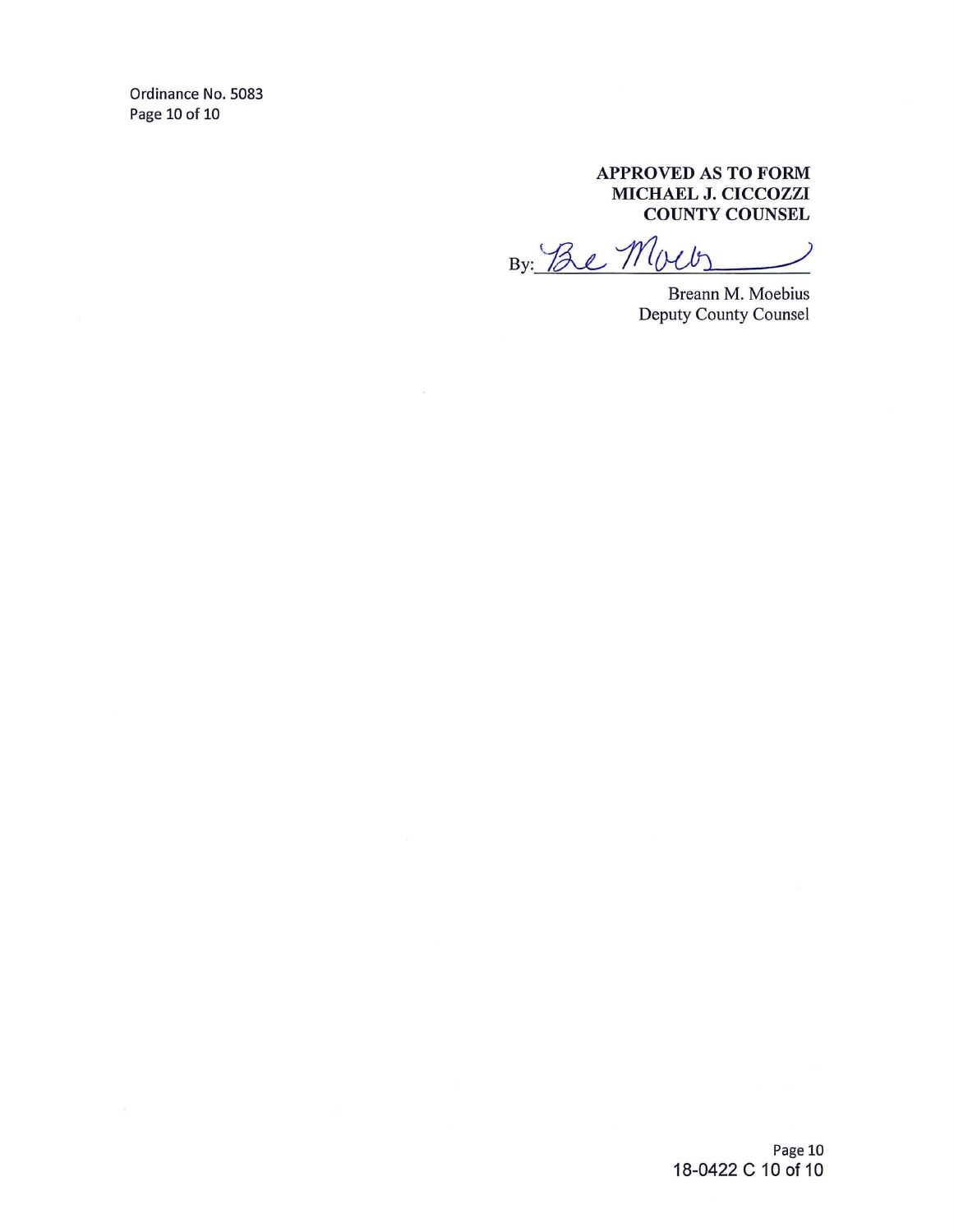**APPROVED AS TO FORM**
**MICHAEL J. CICCOZZI**
**COUNTY COUNSEL**

By: ______________________

Breann M. Moebius
Deputy County Counsel